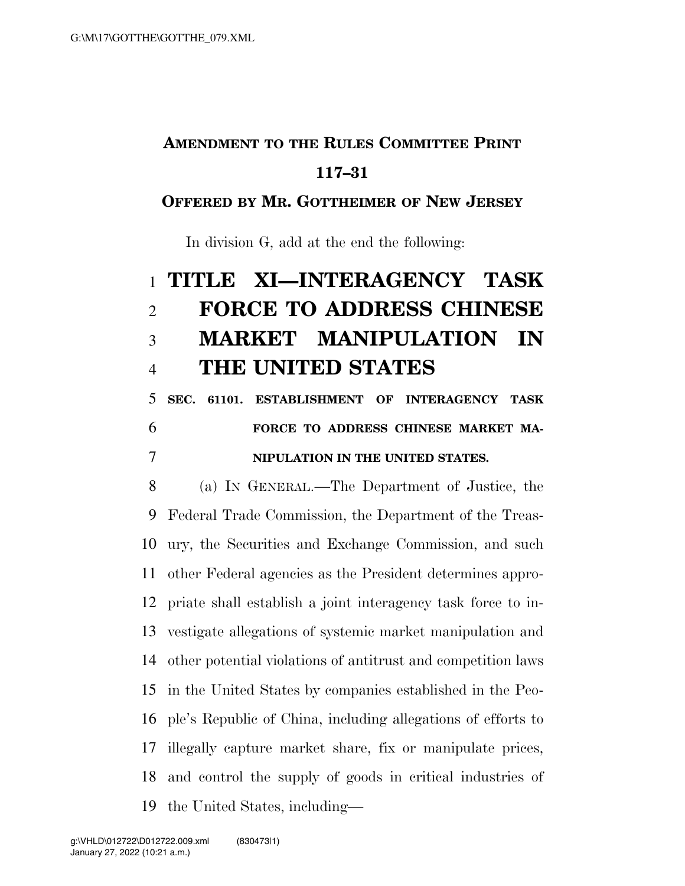**AMENDMENT TO THE RULES COMMITTEE PRINT 117–31**

**OFFERED BY MR. GOTTHEIMER OF NEW JERSEY**

In division G, add at the end the following:

# TITLE XI—INTERAGENCY TASK FORCE TO ADDRESS CHINESE MARKET MANIPULATION IN THE UNITED STATES

**SEC. 61101. ESTABLISHMENT OF INTERAGENCY TASK FORCE TO ADDRESS CHINESE MARKET MANIPULATION IN THE UNITED STATES.**

(a) IN GENERAL.—The Department of Justice, the Federal Trade Commission, the Department of the Treasury, the Securities and Exchange Commission, and such other Federal agencies as the President determines appropriate shall establish a joint interagency task force to investigate allegations of systemic market manipulation and other potential violations of antitrust and competition laws in the United States by companies established in the People's Republic of China, including allegations of efforts to illegally capture market share, fix or manipulate prices, and control the supply of goods in critical industries of the United States, including—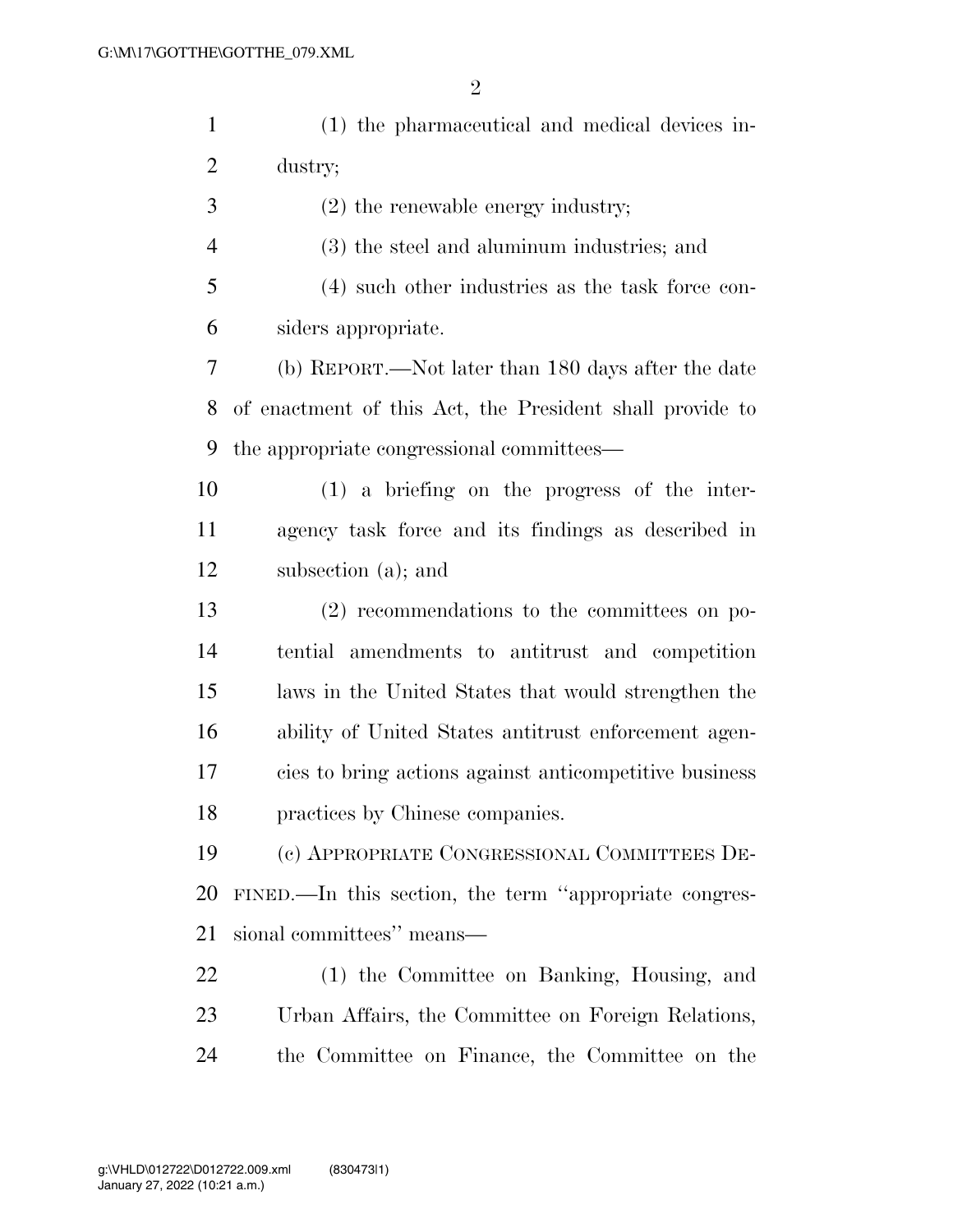(1) the pharmaceutical and medical devices industry;

(2) the renewable energy industry;

(3) the steel and aluminum industries; and

(4) such other industries as the task force considers appropriate.

(b) REPORT.—Not later than 180 days after the date of enactment of this Act, the President shall provide to the appropriate congressional committees—

(1) a briefing on the progress of the interagency task force and its findings as described in subsection (a); and

(2) recommendations to the committees on potential amendments to antitrust and competition laws in the United States that would strengthen the ability of United States antitrust enforcement agencies to bring actions against anticompetitive business practices by Chinese companies.

(c) APPROPRIATE CONGRESSIONAL COMMITTEES DEFINED.—In this section, the term ''appropriate congressional committees'' means—

(1) the Committee on Banking, Housing, and Urban Affairs, the Committee on Foreign Relations, the Committee on Finance, the Committee on the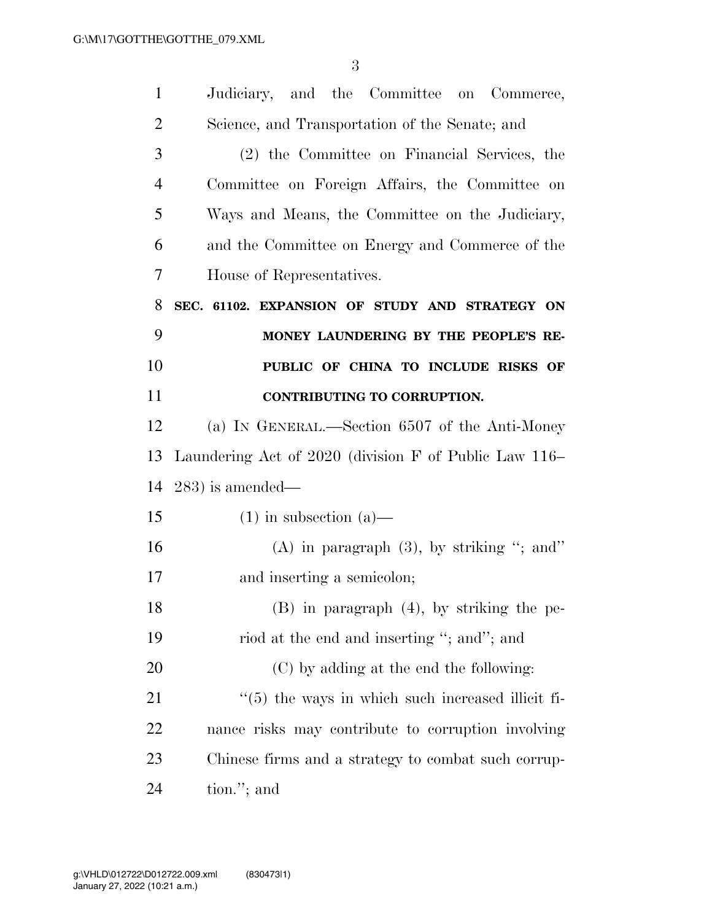Judiciary, and the Committee on Commerce, Science, and Transportation of the Senate; and

(2) the Committee on Financial Services, the Committee on Foreign Affairs, the Committee on Ways and Means, the Committee on the Judiciary, and the Committee on Energy and Commerce of the House of Representatives.

**SEC. 61102. EXPANSION OF STUDY AND STRATEGY ON MONEY LAUNDERING BY THE PEOPLE'S REPUBLIC OF CHINA TO INCLUDE RISKS OF CONTRIBUTING TO CORRUPTION.**

(a) IN GENERAL.—Section 6507 of the Anti-Money Laundering Act of 2020 (division F of Public Law 116–283) is amended—

(1) in subsection (a)—

(A) in paragraph (3), by striking "; and" and inserting a semicolon;

(B) in paragraph (4), by striking the period at the end and inserting "; and"; and

(C) by adding at the end the following:

"(5) the ways in which such increased illicit finance risks may contribute to corruption involving Chinese firms and a strategy to combat such corruption."; and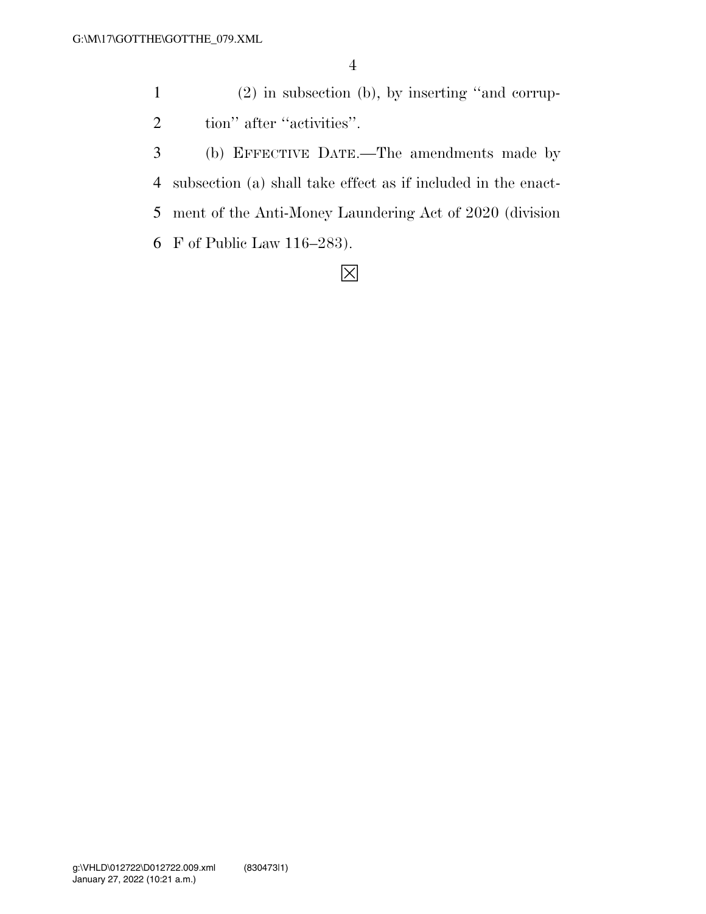(2) in subsection (b), by inserting "and corruption" after "activities".

(b) EFFECTIVE DATE.—The amendments made by subsection (a) shall take effect as if included in the enactment of the Anti-Money Laundering Act of 2020 (division F of Public Law 116–283).